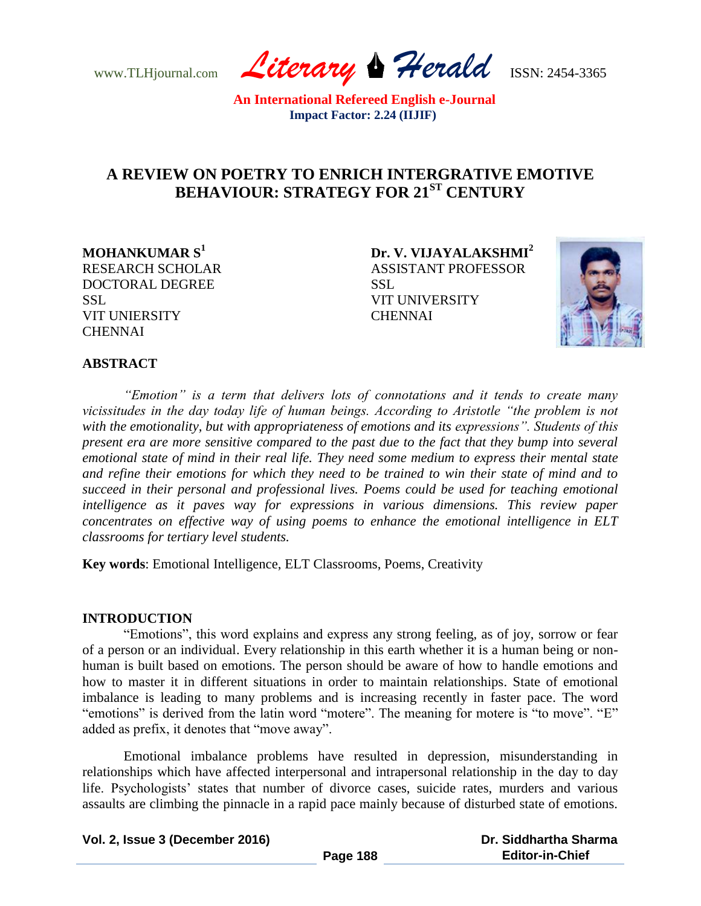# A REVIEW ON POETRY TO ENRICH INTERGRATIVE EMOTIVE BEHAVIOUR: STRATEGY FOR 21ST CENTURY

**MOHANKUMAR S**[1]
RESEARCH SCHOLAR
DOCTORAL DEGREE
SSL
VIT UNIERSITY
CHENNAI

**Dr. V. VIJAYALAKSHMI**[2]
ASSISTANT PROFESSOR
SSL
VIT UNIVERSITY
CHENNAI

## ABSTRACT

*"Emotion" is a term that delivers lots of connotations and it tends to create many vicissitudes in the day today life of human beings. According to Aristotle "the problem is not with the emotionality, but with appropriateness of emotions and its expressions". Students of this present era are more sensitive compared to the past due to the fact that they bump into several emotional state of mind in their real life. They need some medium to express their mental state and refine their emotions for which they need to be trained to win their state of mind and to succeed in their personal and professional lives. Poems could be used for teaching emotional intelligence as it paves way for expressions in various dimensions. This review paper concentrates on effective way of using poems to enhance the emotional intelligence in ELT classrooms for tertiary level students.*

**Key words**: Emotional Intelligence, ELT Classrooms, Poems, Creativity

## INTRODUCTION

"Emotions", this word explains and express any strong feeling, as of joy, sorrow or fear of a person or an individual. Every relationship in this earth whether it is a human being or non-human is built based on emotions. The person should be aware of how to handle emotions and how to master it in different situations in order to maintain relationships. State of emotional imbalance is leading to many problems and is increasing recently in faster pace. The word "emotions" is derived from the latin word "motere". The meaning for motere is "to move". "E" added as prefix, it denotes that "move away".

Emotional imbalance problems have resulted in depression, misunderstanding in relationships which have affected interpersonal and intrapersonal relationship in the day to day life. Psychologists' states that number of divorce cases, suicide rates, murders and various assaults are climbing the pinnacle in a rapid pace mainly because of disturbed state of emotions.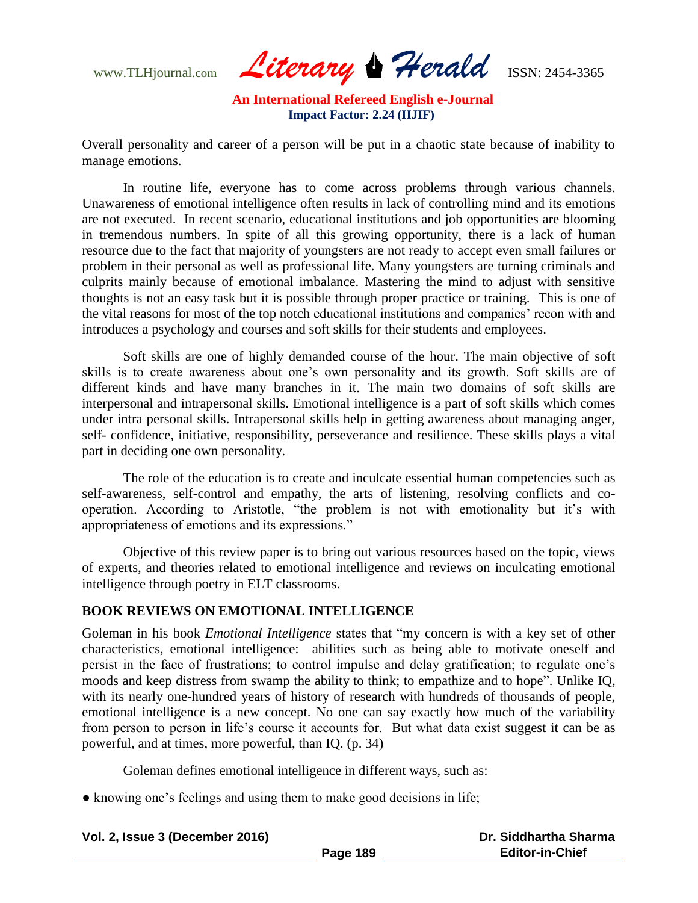Overall personality and career of a person will be put in a chaotic state because of inability to manage emotions.

In routine life, everyone has to come across problems through various channels. Unawareness of emotional intelligence often results in lack of controlling mind and its emotions are not executed. In recent scenario, educational institutions and job opportunities are blooming in tremendous numbers. In spite of all this growing opportunity, there is a lack of human resource due to the fact that majority of youngsters are not ready to accept even small failures or problem in their personal as well as professional life. Many youngsters are turning criminals and culprits mainly because of emotional imbalance. Mastering the mind to adjust with sensitive thoughts is not an easy task but it is possible through proper practice or training. This is one of the vital reasons for most of the top notch educational institutions and companies' recon with and introduces a psychology and courses and soft skills for their students and employees.

Soft skills are one of highly demanded course of the hour. The main objective of soft skills is to create awareness about one's own personality and its growth. Soft skills are of different kinds and have many branches in it. The main two domains of soft skills are interpersonal and intrapersonal skills. Emotional intelligence is a part of soft skills which comes under intra personal skills. Intrapersonal skills help in getting awareness about managing anger, self- confidence, initiative, responsibility, perseverance and resilience. These skills plays a vital part in deciding one own personality.

The role of the education is to create and inculcate essential human competencies such as self-awareness, self-control and empathy, the arts of listening, resolving conflicts and co-operation. According to Aristotle, "the problem is not with emotionality but it's with appropriateness of emotions and its expressions."

Objective of this review paper is to bring out various resources based on the topic, views of experts, and theories related to emotional intelligence and reviews on inculcating emotional intelligence through poetry in ELT classrooms.

## BOOK REVIEWS ON EMOTIONAL INTELLIGENCE

Goleman in his book *Emotional Intelligence* states that "my concern is with a key set of other characteristics, emotional intelligence: abilities such as being able to motivate oneself and persist in the face of frustrations; to control impulse and delay gratification; to regulate one's moods and keep distress from swamp the ability to think; to empathize and to hope". Unlike IQ, with its nearly one-hundred years of history of research with hundreds of thousands of people, emotional intelligence is a new concept. No one can say exactly how much of the variability from person to person in life's course it accounts for. But what data exist suggest it can be as powerful, and at times, more powerful, than IQ. (p. 34)

Goleman defines emotional intelligence in different ways, such as:

- knowing one's feelings and using them to make good decisions in life;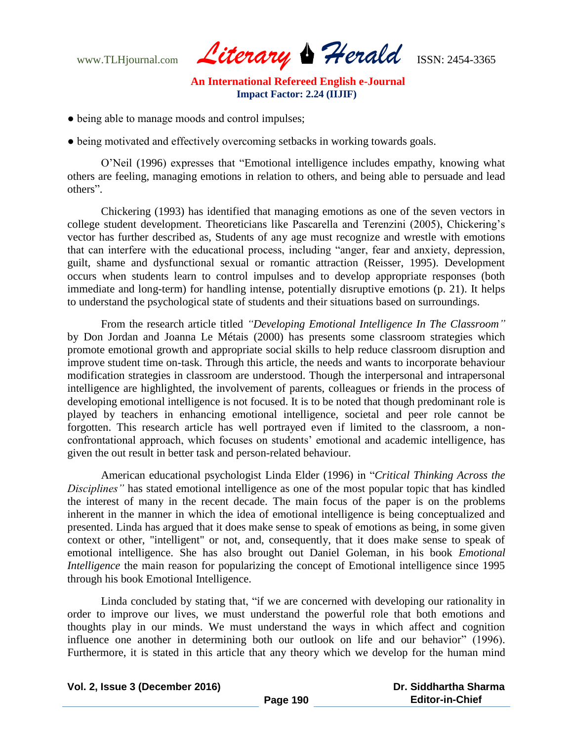- being able to manage moods and control impulses;
- being motivated and effectively overcoming setbacks in working towards goals.

O'Neil (1996) expresses that "Emotional intelligence includes empathy, knowing what others are feeling, managing emotions in relation to others, and being able to persuade and lead others".

Chickering (1993) has identified that managing emotions as one of the seven vectors in college student development. Theoreticians like Pascarella and Terenzini (2005), Chickering's vector has further described as, Students of any age must recognize and wrestle with emotions that can interfere with the educational process, including "anger, fear and anxiety, depression, guilt, shame and dysfunctional sexual or romantic attraction (Reisser, 1995). Development occurs when students learn to control impulses and to develop appropriate responses (both immediate and long-term) for handling intense, potentially disruptive emotions (p. 21). It helps to understand the psychological state of students and their situations based on surroundings.

From the research article titled *"Developing Emotional Intelligence In The Classroom"* by Don Jordan and Joanna Le Métais (2000) has presents some classroom strategies which promote emotional growth and appropriate social skills to help reduce classroom disruption and improve student time on-task. Through this article, the needs and wants to incorporate behaviour modification strategies in classroom are understood. Though the interpersonal and intrapersonal intelligence are highlighted, the involvement of parents, colleagues or friends in the process of developing emotional intelligence is not focused. It is to be noted that though predominant role is played by teachers in enhancing emotional intelligence, societal and peer role cannot be forgotten. This research article has well portrayed even if limited to the classroom, a non-confrontational approach, which focuses on students' emotional and academic intelligence, has given the out result in better task and person-related behaviour.

American educational psychologist Linda Elder (1996) in "*Critical Thinking Across the Disciplines"* has stated emotional intelligence as one of the most popular topic that has kindled the interest of many in the recent decade. The main focus of the paper is on the problems inherent in the manner in which the idea of emotional intelligence is being conceptualized and presented. Linda has argued that it does make sense to speak of emotions as being, in some given context or other, "intelligent" or not, and, consequently, that it does make sense to speak of emotional intelligence. She has also brought out Daniel Goleman, in his book *Emotional Intelligence* the main reason for popularizing the concept of Emotional intelligence since 1995 through his book Emotional Intelligence.

Linda concluded by stating that, "if we are concerned with developing our rationality in order to improve our lives, we must understand the powerful role that both emotions and thoughts play in our minds. We must understand the ways in which affect and cognition influence one another in determining both our outlook on life and our behavior" (1996). Furthermore, it is stated in this article that any theory which we develop for the human mind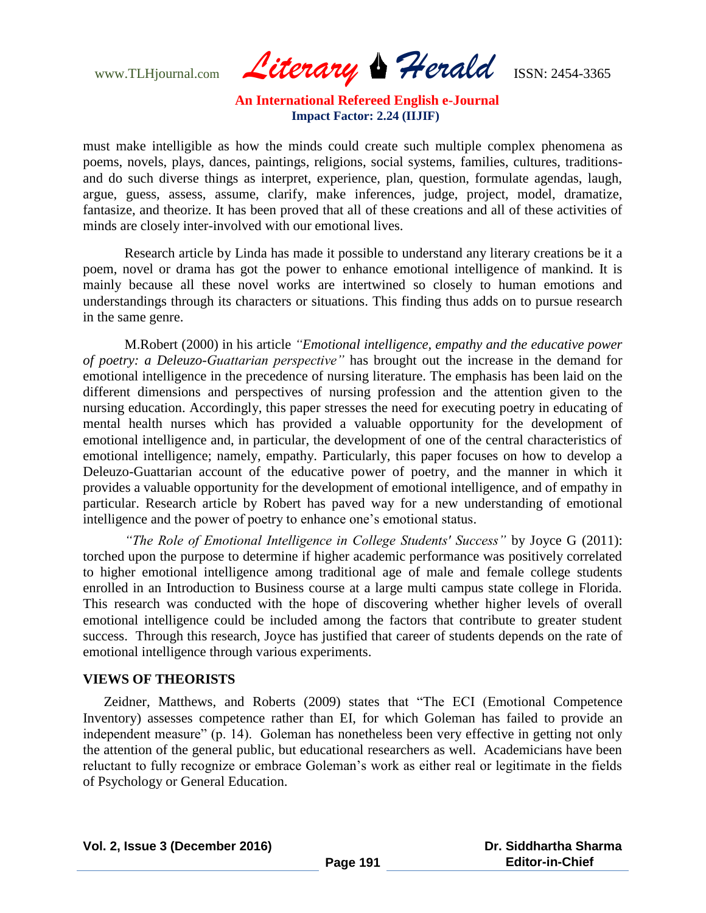must make intelligible as how the minds could create such multiple complex phenomena as poems, novels, plays, dances, paintings, religions, social systems, families, cultures, traditions- and do such diverse things as interpret, experience, plan, question, formulate agendas, laugh, argue, guess, assess, assume, clarify, make inferences, judge, project, model, dramatize, fantasize, and theorize. It has been proved that all of these creations and all of these activities of minds are closely inter-involved with our emotional lives.

Research article by Linda has made it possible to understand any literary creations be it a poem, novel or drama has got the power to enhance emotional intelligence of mankind. It is mainly because all these novel works are intertwined so closely to human emotions and understandings through its characters or situations. This finding thus adds on to pursue research in the same genre.

M.Robert (2000) in his article *"Emotional intelligence, empathy and the educative power of poetry: a Deleuzo-Guattarian perspective"* has brought out the increase in the demand for emotional intelligence in the precedence of nursing literature. The emphasis has been laid on the different dimensions and perspectives of nursing profession and the attention given to the nursing education. Accordingly, this paper stresses the need for executing poetry in educating of mental health nurses which has provided a valuable opportunity for the development of emotional intelligence and, in particular, the development of one of the central characteristics of emotional intelligence; namely, empathy. Particularly, this paper focuses on how to develop a Deleuzo-Guattarian account of the educative power of poetry, and the manner in which it provides a valuable opportunity for the development of emotional intelligence, and of empathy in particular. Research article by Robert has paved way for a new understanding of emotional intelligence and the power of poetry to enhance one's emotional status.

*"The Role of Emotional Intelligence in College Students' Success"* by Joyce G (2011): torched upon the purpose to determine if higher academic performance was positively correlated to higher emotional intelligence among traditional age of male and female college students enrolled in an Introduction to Business course at a large multi campus state college in Florida. This research was conducted with the hope of discovering whether higher levels of overall emotional intelligence could be included among the factors that contribute to greater student success. Through this research, Joyce has justified that career of students depends on the rate of emotional intelligence through various experiments.

## VIEWS OF THEORISTS

Zeidner, Matthews, and Roberts (2009) states that "The ECI (Emotional Competence Inventory) assesses competence rather than EI, for which Goleman has failed to provide an independent measure" (p. 14). Goleman has nonetheless been very effective in getting not only the attention of the general public, but educational researchers as well. Academicians have been reluctant to fully recognize or embrace Goleman's work as either real or legitimate in the fields of Psychology or General Education.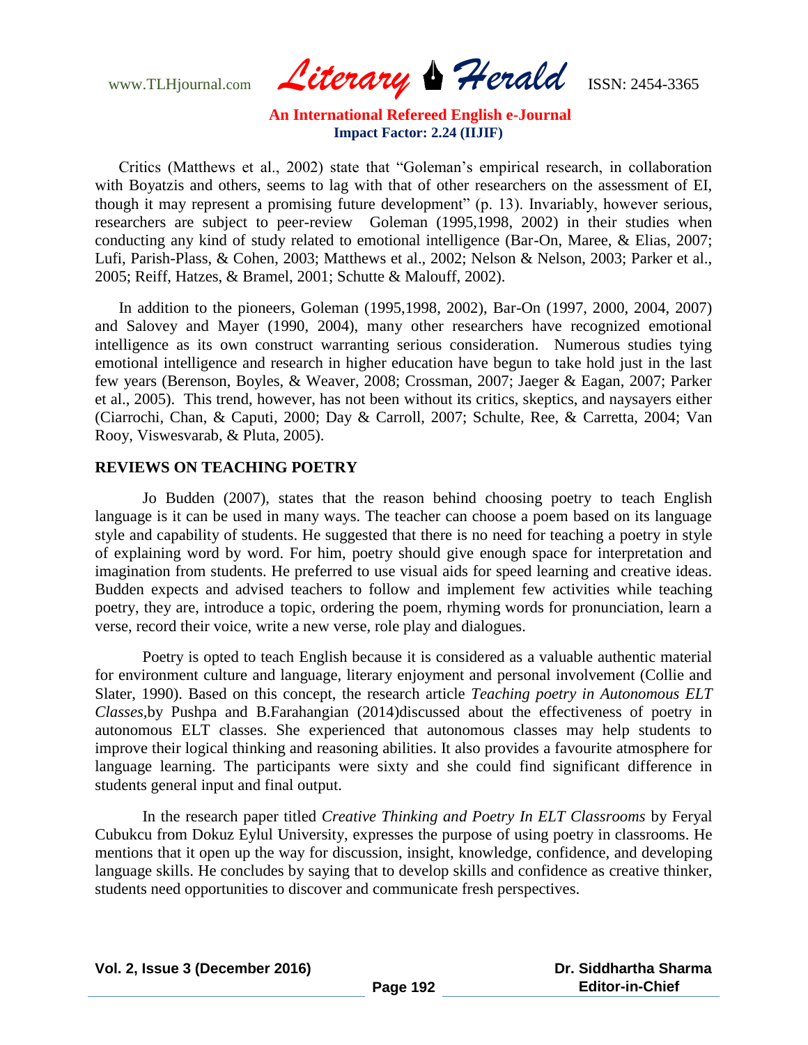Critics (Matthews et al., 2002) state that "Goleman's empirical research, in collaboration with Boyatzis and others, seems to lag with that of other researchers on the assessment of EI, though it may represent a promising future development" (p. 13). Invariably, however serious, researchers are subject to peer-review Goleman (1995,1998, 2002) in their studies when conducting any kind of study related to emotional intelligence (Bar-On, Maree, & Elias, 2007; Lufi, Parish-Plass, & Cohen, 2003; Matthews et al., 2002; Nelson & Nelson, 2003; Parker et al., 2005; Reiff, Hatzes, & Bramel, 2001; Schutte & Malouff, 2002).

In addition to the pioneers, Goleman (1995,1998, 2002), Bar-On (1997, 2000, 2004, 2007) and Salovey and Mayer (1990, 2004), many other researchers have recognized emotional intelligence as its own construct warranting serious consideration. Numerous studies tying emotional intelligence and research in higher education have begun to take hold just in the last few years (Berenson, Boyles, & Weaver, 2008; Crossman, 2007; Jaeger & Eagan, 2007; Parker et al., 2005). This trend, however, has not been without its critics, skeptics, and naysayers either (Ciarrochi, Chan, & Caputi, 2000; Day & Carroll, 2007; Schulte, Ree, & Carretta, 2004; Van Rooy, Viswesvarab, & Pluta, 2005).

## REVIEWS ON TEACHING POETRY

Jo Budden (2007), states that the reason behind choosing poetry to teach English language is it can be used in many ways. The teacher can choose a poem based on its language style and capability of students. He suggested that there is no need for teaching a poetry in style of explaining word by word. For him, poetry should give enough space for interpretation and imagination from students. He preferred to use visual aids for speed learning and creative ideas. Budden expects and advised teachers to follow and implement few activities while teaching poetry, they are, introduce a topic, ordering the poem, rhyming words for pronunciation, learn a verse, record their voice, write a new verse, role play and dialogues.

Poetry is opted to teach English because it is considered as a valuable authentic material for environment culture and language, literary enjoyment and personal involvement (Collie and Slater, 1990). Based on this concept, the research article *Teaching poetry in Autonomous ELT Classes,*by Pushpa and B.Farahangian (2014)discussed about the effectiveness of poetry in autonomous ELT classes. She experienced that autonomous classes may help students to improve their logical thinking and reasoning abilities. It also provides a favourite atmosphere for language learning. The participants were sixty and she could find significant difference in students general input and final output.

In the research paper titled *Creative Thinking and Poetry In ELT Classrooms* by Feryal Cubukcu from Dokuz Eylul University, expresses the purpose of using poetry in classrooms. He mentions that it open up the way for discussion, insight, knowledge, confidence, and developing language skills. He concludes by saying that to develop skills and confidence as creative thinker, students need opportunities to discover and communicate fresh perspectives.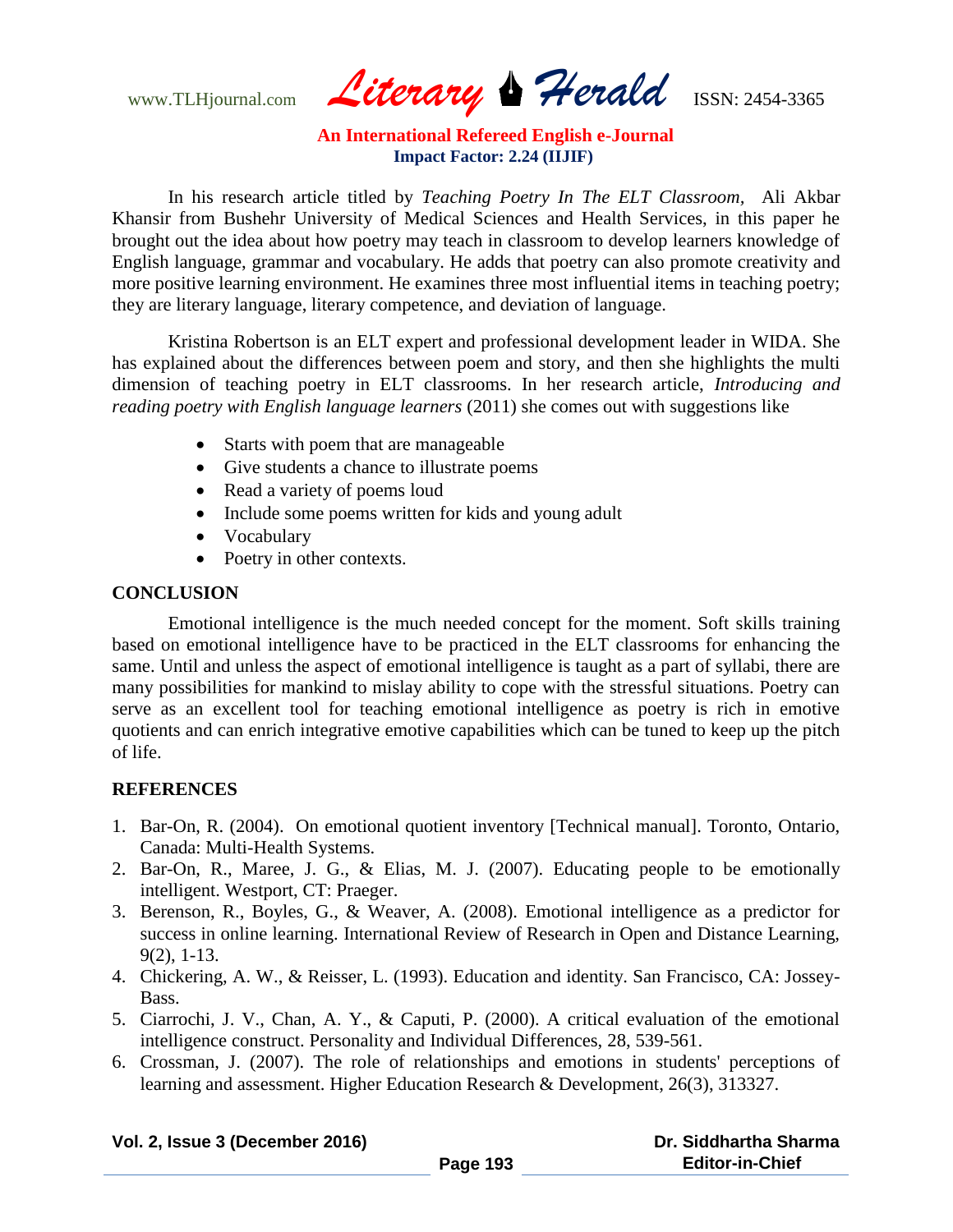In his research article titled by *Teaching Poetry In The ELT Classroom,* Ali Akbar Khansir from Bushehr University of Medical Sciences and Health Services, in this paper he brought out the idea about how poetry may teach in classroom to develop learners knowledge of English language, grammar and vocabulary. He adds that poetry can also promote creativity and more positive learning environment. He examines three most influential items in teaching poetry; they are literary language, literary competence, and deviation of language.

Kristina Robertson is an ELT expert and professional development leader in WIDA. She has explained about the differences between poem and story, and then she highlights the multi dimension of teaching poetry in ELT classrooms. In her research article, *Introducing and reading poetry with English language learners* (2011) she comes out with suggestions like

- Starts with poem that are manageable
- Give students a chance to illustrate poems
- Read a variety of poems loud
- Include some poems written for kids and young adult
- Vocabulary
- Poetry in other contexts.

## CONCLUSION

Emotional intelligence is the much needed concept for the moment. Soft skills training based on emotional intelligence have to be practiced in the ELT classrooms for enhancing the same. Until and unless the aspect of emotional intelligence is taught as a part of syllabi, there are many possibilities for mankind to mislay ability to cope with the stressful situations. Poetry can serve as an excellent tool for teaching emotional intelligence as poetry is rich in emotive quotients and can enrich integrative emotive capabilities which can be tuned to keep up the pitch of life.

## REFERENCES

1. Bar-On, R. (2004). On emotional quotient inventory [Technical manual]. Toronto, Ontario, Canada: Multi-Health Systems.
2. Bar-On, R., Maree, J. G., & Elias, M. J. (2007). Educating people to be emotionally intelligent. Westport, CT: Praeger.
3. Berenson, R., Boyles, G., & Weaver, A. (2008). Emotional intelligence as a predictor for success in online learning. International Review of Research in Open and Distance Learning, 9(2), 1-13.
4. Chickering, A. W., & Reisser, L. (1993). Education and identity. San Francisco, CA: Jossey-Bass.
5. Ciarrochi, J. V., Chan, A. Y., & Caputi, P. (2000). A critical evaluation of the emotional intelligence construct. Personality and Individual Differences, 28, 539-561.
6. Crossman, J. (2007). The role of relationships and emotions in students' perceptions of learning and assessment. Higher Education Research & Development, 26(3), 313327.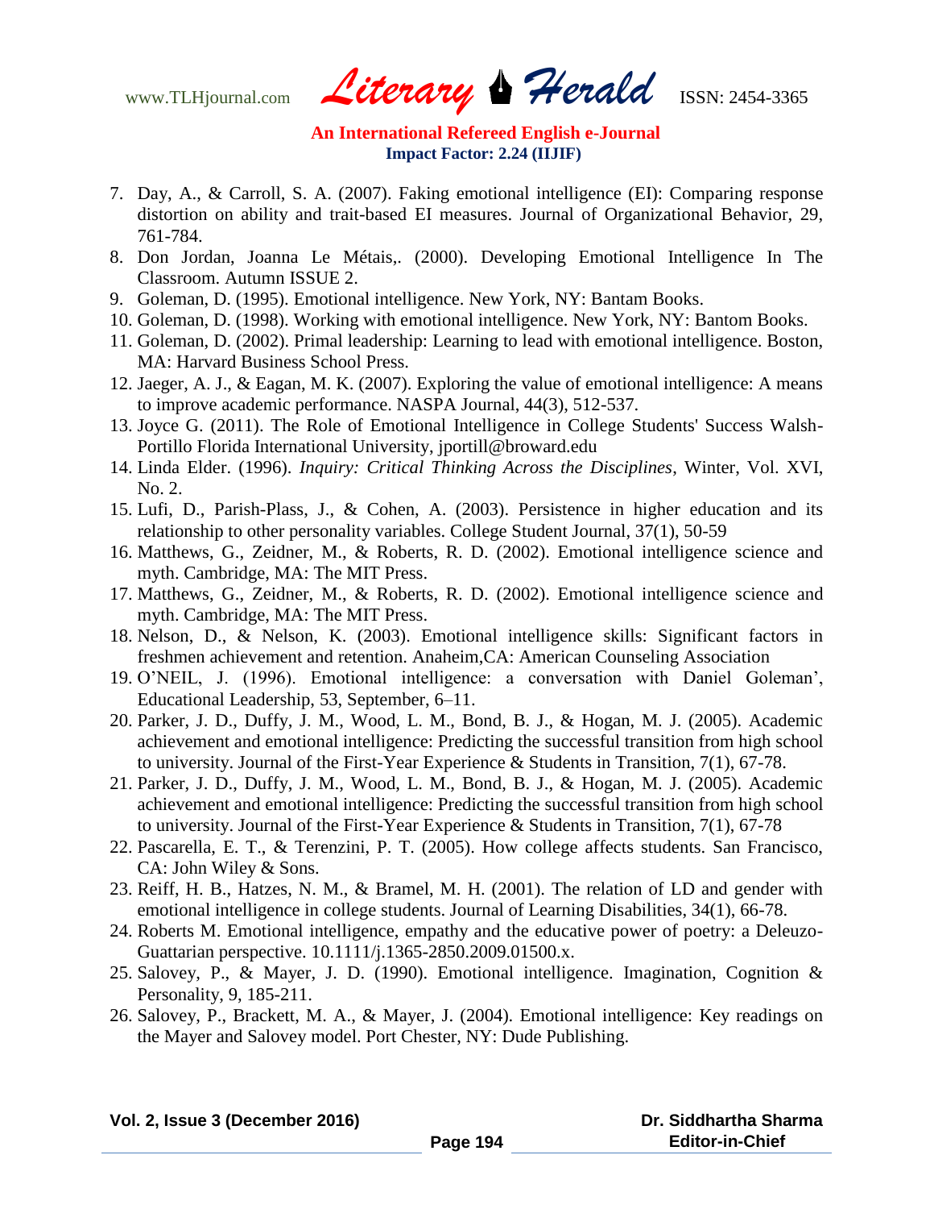7. Day, A., & Carroll, S. A. (2007). Faking emotional intelligence (EI): Comparing response distortion on ability and trait-based EI measures. Journal of Organizational Behavior, 29, 761-784.
8. Don Jordan, Joanna Le Métais,. (2000). Developing Emotional Intelligence In The Classroom. Autumn ISSUE 2.
9. Goleman, D. (1995). Emotional intelligence. New York, NY: Bantam Books.
10. Goleman, D. (1998). Working with emotional intelligence. New York, NY: Bantom Books.
11. Goleman, D. (2002). Primal leadership: Learning to lead with emotional intelligence. Boston, MA: Harvard Business School Press.
12. Jaeger, A. J., & Eagan, M. K. (2007). Exploring the value of emotional intelligence: A means to improve academic performance. NASPA Journal, 44(3), 512-537.
13. Joyce G. (2011). The Role of Emotional Intelligence in College Students' Success Walsh-Portillo Florida International University, jportill@broward.edu
14. Linda Elder. (1996). *Inquiry: Critical Thinking Across the Disciplines*, Winter, Vol. XVI, No. 2.
15. Lufi, D., Parish-Plass, J., & Cohen, A. (2003). Persistence in higher education and its relationship to other personality variables. College Student Journal, 37(1), 50-59
16. Matthews, G., Zeidner, M., & Roberts, R. D. (2002). Emotional intelligence science and myth. Cambridge, MA: The MIT Press.
17. Matthews, G., Zeidner, M., & Roberts, R. D. (2002). Emotional intelligence science and myth. Cambridge, MA: The MIT Press.
18. Nelson, D., & Nelson, K. (2003). Emotional intelligence skills: Significant factors in freshmen achievement and retention. Anaheim,CA: American Counseling Association
19. O'NEIL, J. (1996). Emotional intelligence: a conversation with Daniel Goleman', Educational Leadership, 53, September, 6–11.
20. Parker, J. D., Duffy, J. M., Wood, L. M., Bond, B. J., & Hogan, M. J. (2005). Academic achievement and emotional intelligence: Predicting the successful transition from high school to university. Journal of the First-Year Experience & Students in Transition, 7(1), 67-78.
21. Parker, J. D., Duffy, J. M., Wood, L. M., Bond, B. J., & Hogan, M. J. (2005). Academic achievement and emotional intelligence: Predicting the successful transition from high school to university. Journal of the First-Year Experience & Students in Transition, 7(1), 67-78
22. Pascarella, E. T., & Terenzini, P. T. (2005). How college affects students. San Francisco, CA: John Wiley & Sons.
23. Reiff, H. B., Hatzes, N. M., & Bramel, M. H. (2001). The relation of LD and gender with emotional intelligence in college students. Journal of Learning Disabilities, 34(1), 66-78.
24. Roberts M. Emotional intelligence, empathy and the educative power of poetry: a Deleuzo-Guattarian perspective. 10.1111/j.1365-2850.2009.01500.x.
25. Salovey, P., & Mayer, J. D. (1990). Emotional intelligence. Imagination, Cognition & Personality, 9, 185-211.
26. Salovey, P., Brackett, M. A., & Mayer, J. (2004). Emotional intelligence: Key readings on the Mayer and Salovey model. Port Chester, NY: Dude Publishing.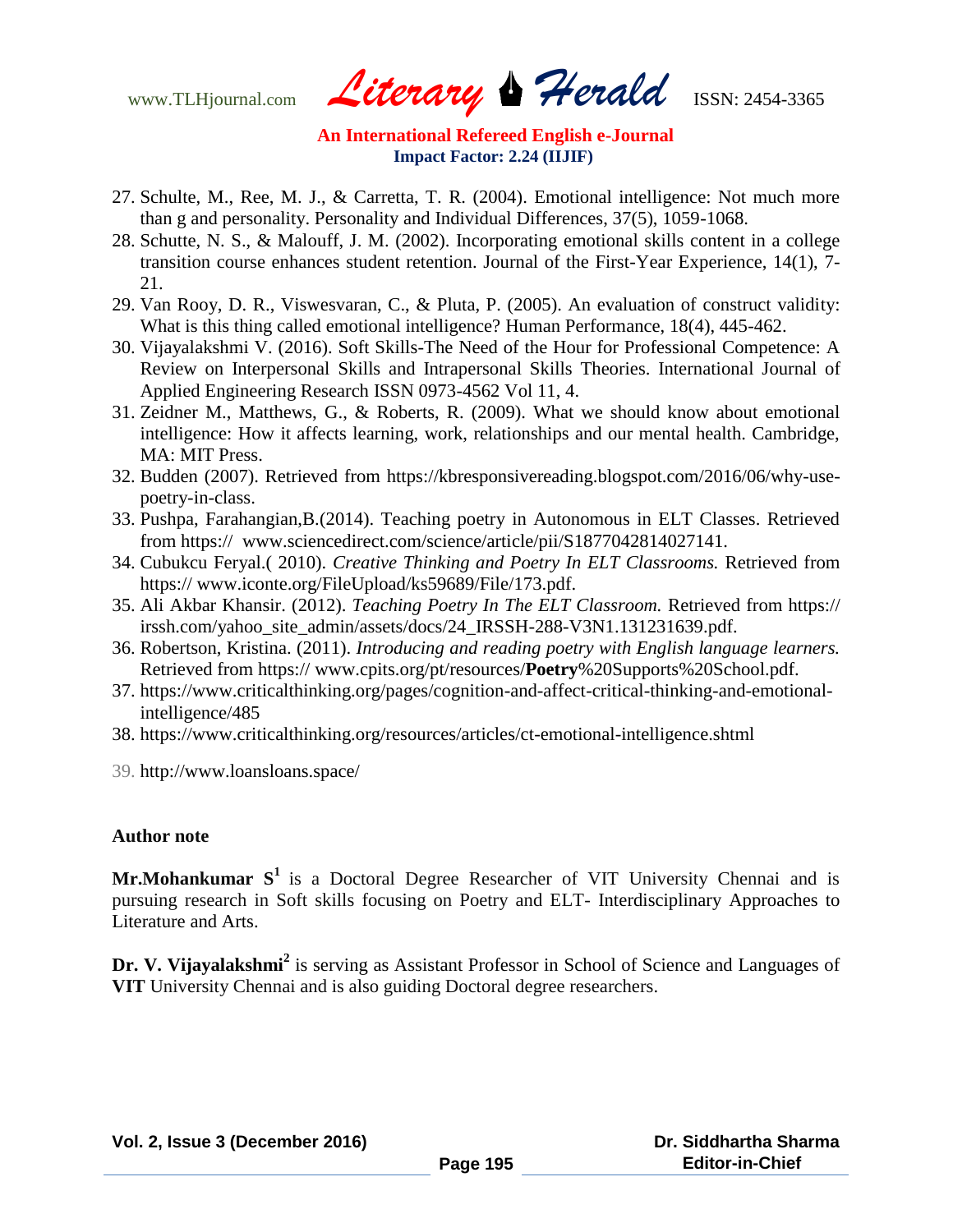27. Schulte, M., Ree, M. J., & Carretta, T. R. (2004). Emotional intelligence: Not much more than g and personality. Personality and Individual Differences, 37(5), 1059-1068.
28. Schutte, N. S., & Malouff, J. M. (2002). Incorporating emotional skills content in a college transition course enhances student retention. Journal of the First-Year Experience, 14(1), 7-21.
29. Van Rooy, D. R., Viswesvaran, C., & Pluta, P. (2005). An evaluation of construct validity: What is this thing called emotional intelligence? Human Performance, 18(4), 445-462.
30. Vijayalakshmi V. (2016). Soft Skills-The Need of the Hour for Professional Competence: A Review on Interpersonal Skills and Intrapersonal Skills Theories. International Journal of Applied Engineering Research ISSN 0973-4562 Vol 11, 4.
31. Zeidner M., Matthews, G., & Roberts, R. (2009). What we should know about emotional intelligence: How it affects learning, work, relationships and our mental health. Cambridge, MA: MIT Press.
32. Budden (2007). Retrieved from https://kbresponsivereading.blogspot.com/2016/06/why-use-poetry-in-class.
33. Pushpa, Farahangian,B.(2014). Teaching poetry in Autonomous in ELT Classes. Retrieved from https:// www.sciencedirect.com/science/article/pii/S1877042814027141.
34. Cubukcu Feryal.( 2010). *Creative Thinking and Poetry In ELT Classrooms.* Retrieved from https:// www.iconte.org/FileUpload/ks59689/File/173.pdf.
35. Ali Akbar Khansir. (2012). *Teaching Poetry In The ELT Classroom.* Retrieved from https:// irssh.com/yahoo_site_admin/assets/docs/24_IRSSH-288-V3N1.131231639.pdf.
36. Robertson, Kristina. (2011). *Introducing and reading poetry with English language learners.* Retrieved from https:// www.cpits.org/pt/resources/**Poetry**%20Supports%20School.pdf.
37. https://www.criticalthinking.org/pages/cognition-and-affect-critical-thinking-and-emotional-intelligence/485
38. https://www.criticalthinking.org/resources/articles/ct-emotional-intelligence.shtml
39. http://www.loansloans.space/

**Author note**

**Mr.Mohankumar S**[1] is a Doctoral Degree Researcher of VIT University Chennai and is pursuing research in Soft skills focusing on Poetry and ELT- Interdisciplinary Approaches to Literature and Arts.

**Dr. V. Vijayalakshmi**[2] is serving as Assistant Professor in School of Science and Languages of **VIT** University Chennai and is also guiding Doctoral degree researchers.